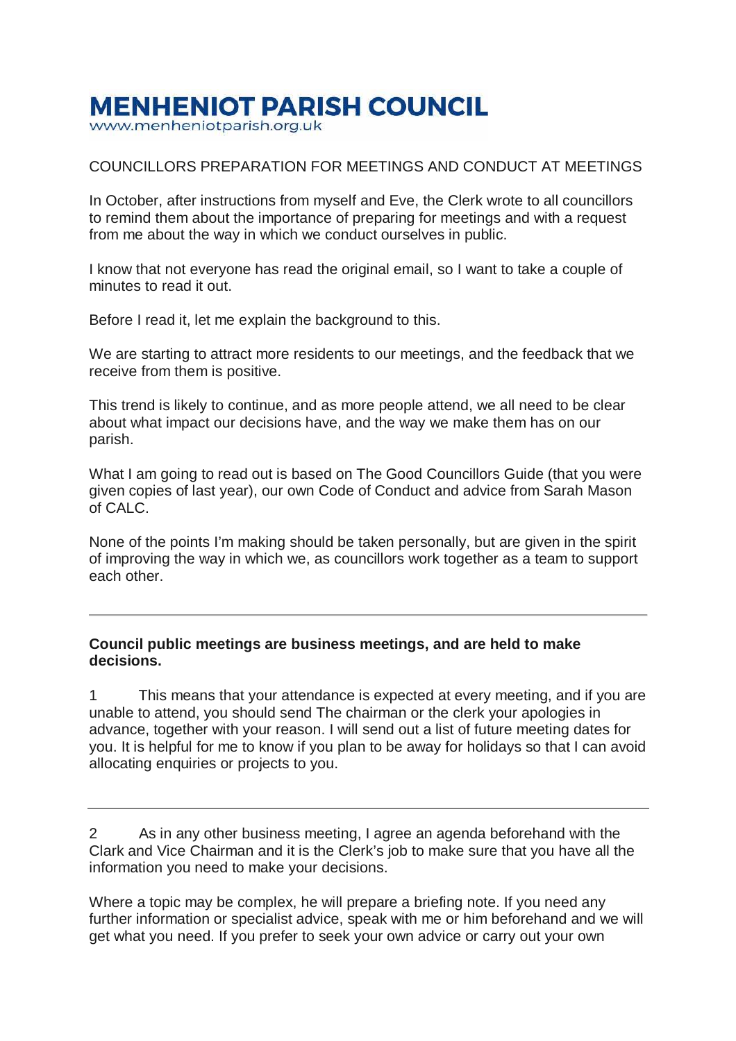# MENHENIOT PARISH COUNCIL

www.menheniotparish.org.uk

COUNCILLORS PREPARATION FOR MEETINGS AND CONDUCT AT MEETINGS

In October, after instructions from myself and Eve, the Clerk wrote to all councillors to remind them about the importance of preparing for meetings and with a request from me about the way in which we conduct ourselves in public.

I know that not everyone has read the original email, so I want to take a couple of minutes to read it out.

Before I read it, let me explain the background to this.

We are starting to attract more residents to our meetings, and the feedback that we receive from them is positive.

This trend is likely to continue, and as more people attend, we all need to be clear about what impact our decisions have, and the way we make them has on our parish.

What I am going to read out is based on The Good Councillors Guide (that you were given copies of last year), our own Code of Conduct and advice from Sarah Mason of CALC.

None of the points I'm making should be taken personally, but are given in the spirit of improving the way in which we, as councillors work together as a team to support each other.

---

**Council public meetings are business meetings, and are held to make decisions.**

1 This means that your attendance is expected at every meeting, and if you are unable to attend, you should send The chairman or the clerk your apologies in advance, together with your reason. I will send out a list of future meeting dates for you. It is helpful for me to know if you plan to be away for holidays so that I can avoid allocating enquiries or projects to you.

---

2 As in any other business meeting, I agree an agenda beforehand with the Clark and Vice Chairman and it is the Clerk's job to make sure that you have all the information you need to make your decisions.

Where a topic may be complex, he will prepare a briefing note. If you need any further information or specialist advice, speak with me or him beforehand and we will get what you need. If you prefer to seek your own advice or carry out your own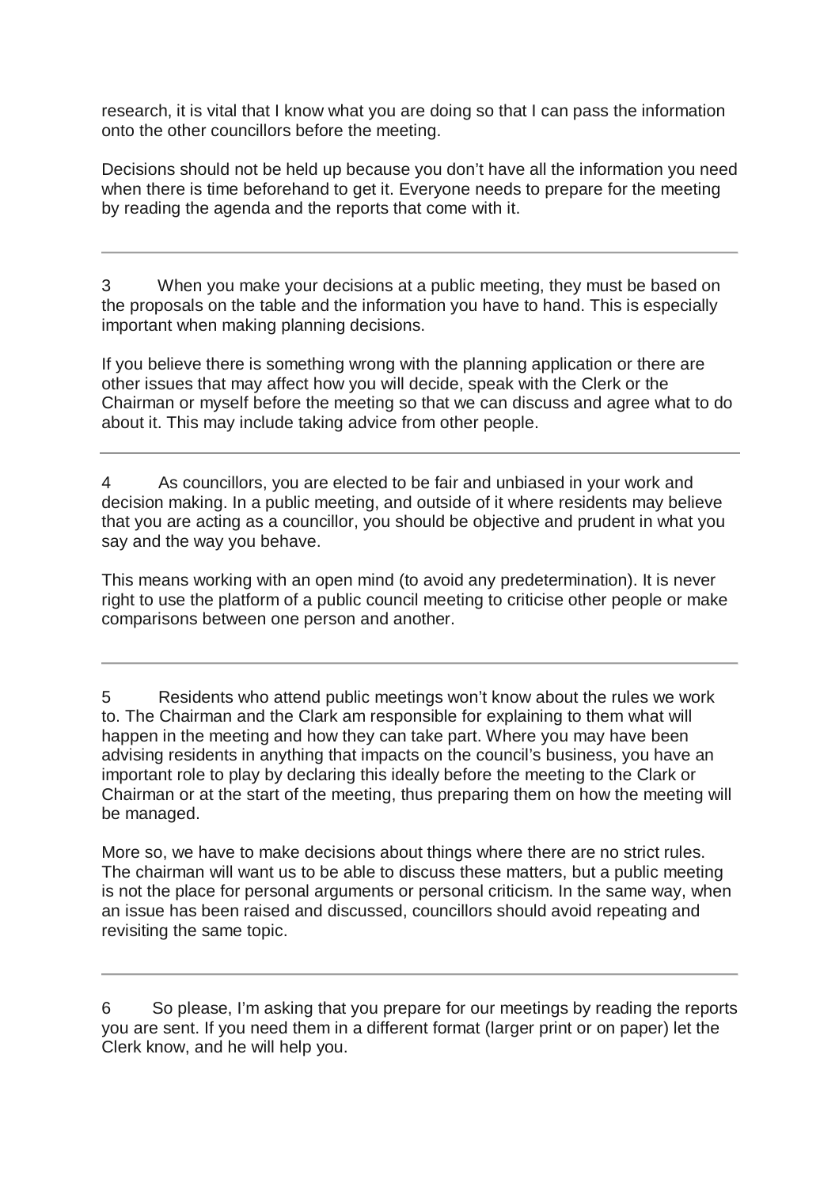research, it is vital that I know what you are doing so that I can pass the information onto the other councillors before the meeting.

Decisions should not be held up because you don't have all the information you need when there is time beforehand to get it. Everyone needs to prepare for the meeting by reading the agenda and the reports that come with it.

---

3 When you make your decisions at a public meeting, they must be based on the proposals on the table and the information you have to hand. This is especially important when making planning decisions.

If you believe there is something wrong with the planning application or there are other issues that may affect how you will decide, speak with the Clerk or the Chairman or myself before the meeting so that we can discuss and agree what to do about it. This may include taking advice from other people.

---

4 As councillors, you are elected to be fair and unbiased in your work and decision making. In a public meeting, and outside of it where residents may believe that you are acting as a councillor, you should be objective and prudent in what you say and the way you behave.

This means working with an open mind (to avoid any predetermination). It is never right to use the platform of a public council meeting to criticise other people or make comparisons between one person and another.

---

5 Residents who attend public meetings won't know about the rules we work to. The Chairman and the Clark am responsible for explaining to them what will happen in the meeting and how they can take part. Where you may have been advising residents in anything that impacts on the council's business, you have an important role to play by declaring this ideally before the meeting to the Clark or Chairman or at the start of the meeting, thus preparing them on how the meeting will be managed.

More so, we have to make decisions about things where there are no strict rules. The chairman will want us to be able to discuss these matters, but a public meeting is not the place for personal arguments or personal criticism. In the same way, when an issue has been raised and discussed, councillors should avoid repeating and revisiting the same topic.

---

6 So please, I'm asking that you prepare for our meetings by reading the reports you are sent. If you need them in a different format (larger print or on paper) let the Clerk know, and he will help you.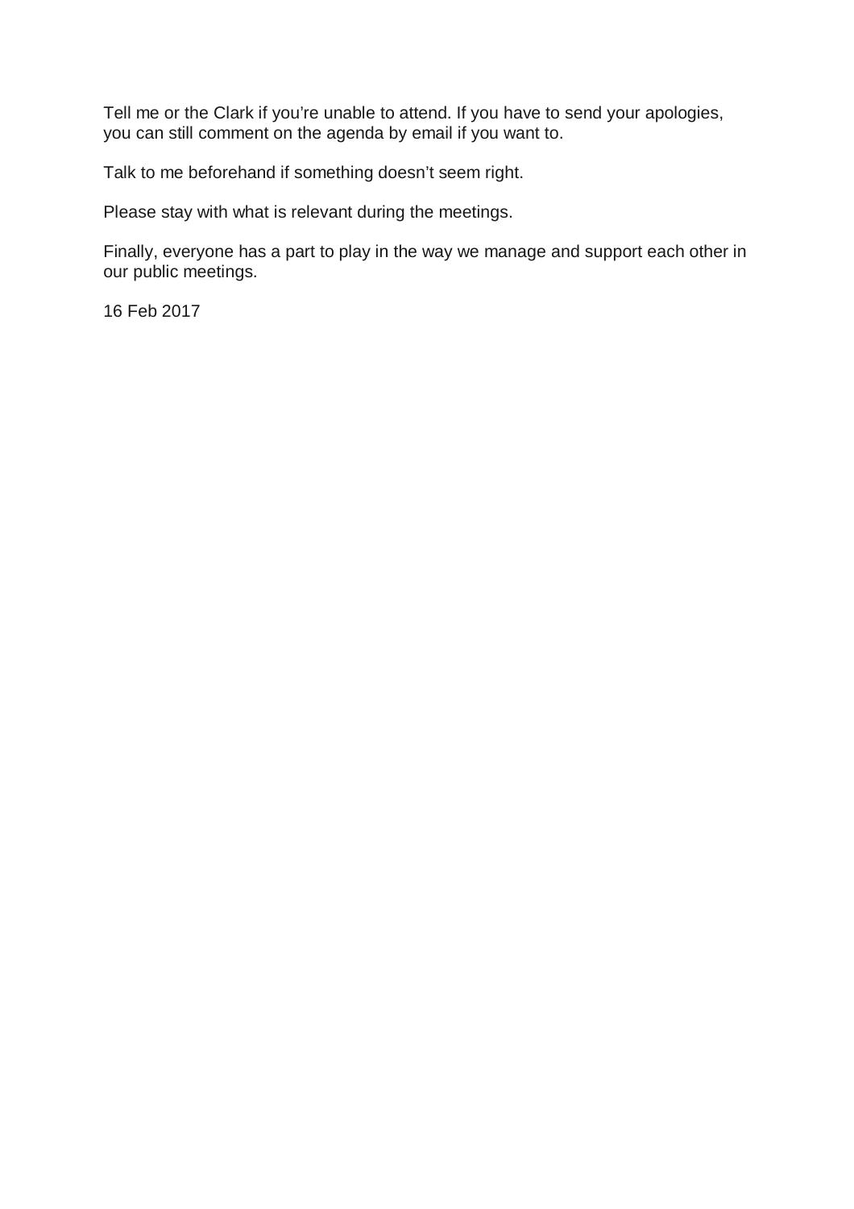Tell me or the Clark if you're unable to attend. If you have to send your apologies, you can still comment on the agenda by email if you want to.

Talk to me beforehand if something doesn't seem right.

Please stay with what is relevant during the meetings.

Finally, everyone has a part to play in the way we manage and support each other in our public meetings.

16 Feb 2017